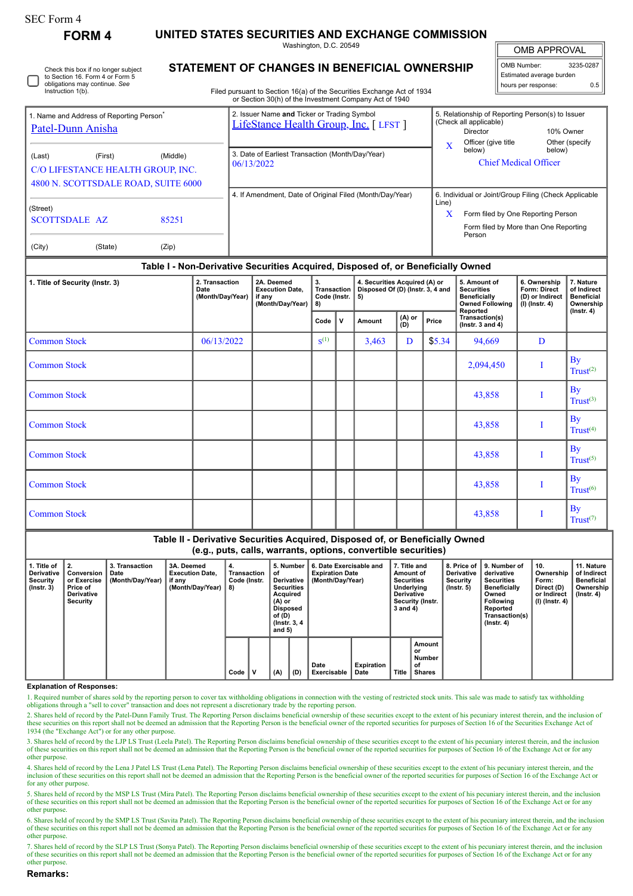SEC Form 4

# FORM 4

## UNITED STATES SECURITIES AND EXCHANGE COMMISSION

Washington, D.C. 20549

## STATEMENT OF CHANGES IN BENEFICIAL OWNERSHIP

Filed pursuant to Section 16(a) of the Securities Exchange Act of 1934 or Section 30(h) of the Investment Company Act of 1940

| OMB APPROVAL | |
|---|---|
| OMB Number: | 3235-0287 |
| Estimated average burden | |
| hours per response: | 0.5 |

☐ Check this box if no longer subject to Section 16. Form 4 or Form 5 obligations may continue. *See* Instruction 1(b).

1. Name and Address of Reporting Person*

Patel-Dunn Anisha

(Last) (First) (Middle)

C/O LIFESTANCE HEALTH GROUP, INC.
4800 N. SCOTTSDALE ROAD, SUITE 6000

(Street)

SCOTTSDALE AZ 85251

(City) (State) (Zip)

2. Issuer Name **and** Ticker or Trading Symbol

LifeStance Health Group, Inc. [ LFST ]

3. Date of Earliest Transaction (Month/Day/Year)

06/13/2022

4. If Amendment, Date of Original Filed (Month/Day/Year)

5. Relationship of Reporting Person(s) to Issuer (Check all applicable)

- Director
- 10% Owner
- X Officer (give title below)
- Other (specify below)

Chief Medical Officer

6. Individual or Joint/Group Filing (Check Applicable Line)

- X Form filed by One Reporting Person
- Form filed by More than One Reporting Person

### Table I - Non-Derivative Securities Acquired, Disposed of, or Beneficially Owned

| 1. Title of Security (Instr. 3) | 2. Transaction Date (Month/Day/Year) | 2A. Deemed Execution Date, if any (Month/Day/Year) | 3. Transaction Code (Instr. 8) | | 4. Securities Acquired (A) or Disposed Of (D) (Instr. 3, 4 and 5) | | | 5. Amount of Securities Beneficially Owned Following Reported Transaction(s) (Instr. 3 and 4) | 6. Ownership Form: Direct (D) or Indirect (I) (Instr. 4) | 7. Nature of Indirect Beneficial Ownership (Instr. 4) |
|---|---|---|---|---|---|---|---|---|---|---|
| | | | Code | V | Amount | (A) or (D) | Price | | | |
| Common Stock | 06/13/2022 | | S[1] | | 3,463 | D | $5.34 | 94,669 | D | |
| Common Stock | | | | | | | | 2,094,450 | I | By Trust[2] |
| Common Stock | | | | | | | | 43,858 | I | By Trust[3] |
| Common Stock | | | | | | | | 43,858 | I | By Trust[4] |
| Common Stock | | | | | | | | 43,858 | I | By Trust[5] |
| Common Stock | | | | | | | | 43,858 | I | By Trust[6] |
| Common Stock | | | | | | | | 43,858 | I | By Trust[7] |

### Table II - Derivative Securities Acquired, Disposed of, or Beneficially Owned (e.g., puts, calls, warrants, options, convertible securities)

| 1. Title of Derivative Security (Instr. 3) | 2. Conversion or Exercise Price of Derivative Security | 3. Transaction Date (Month/Day/Year) | 3A. Deemed Execution Date, if any (Month/Day/Year) | 4. Transaction Code (Instr. 8) | | 5. Number of Derivative Securities Acquired (A) or Disposed of (D) (Instr. 3, 4 and 5) | | 6. Date Exercisable and Expiration Date (Month/Day/Year) | | 7. Title and Amount of Securities Underlying Derivative Security (Instr. 3 and 4) | | 8. Price of Derivative Security (Instr. 5) | 9. Number of derivative Securities Beneficially Owned Following Reported Transaction(s) (Instr. 4) | 10. Ownership Form: Direct (D) or Indirect (I) (Instr. 4) | 11. Nature of Indirect Beneficial Ownership (Instr. 4) |
|---|---|---|---|---|---|---|---|---|---|---|---|---|---|---|---|
| | | | | Code | V | (A) | (D) | Date Exercisable | Expiration Date | Title | Amount or Number of Shares | | | | |

**Explanation of Responses:**

1. Required number of shares sold by the reporting person to cover tax withholding obligations in connection with the vesting of restricted stock units. This sale was made to satisfy tax withholding obligations through a "sell to cover" transaction and does not represent a discretionary trade by the reporting person.

2. Shares held of record by the Patel-Dunn Family Trust. The Reporting Person disclaims beneficial ownership of these securities except to the extent of his pecuniary interest therein, and the inclusion of these securities on this report shall not be deemed an admission that the Reporting Person is the beneficial owner of the reported securities for purposes of Section 16 of the Securities Exchange Act of 1934 (the "Exchange Act") or for any other purpose.

3. Shares held of record by the LJP LS Trust (Leela Patel). The Reporting Person disclaims beneficial ownership of these securities except to the extent of his pecuniary interest therein, and the inclusion of these securities on this report shall not be deemed an admission that the Reporting Person is the beneficial owner of the reported securities for purposes of Section 16 of the Exchange Act or for any other purpose.

4. Shares held of record by the Lena J Patel LS Trust (Lena Patel). The Reporting Person disclaims beneficial ownership of these securities except to the extent of his pecuniary interest therein, and the inclusion of these securities on this report shall not be deemed an admission that the Reporting Person is the beneficial owner of the reported securities for purposes of Section 16 of the Exchange Act or for any other purpose.

5. Shares held of record by the MSP LS Trust (Mira Patel). The Reporting Person disclaims beneficial ownership of these securities except to the extent of his pecuniary interest therein, and the inclusion of these securities on this report shall not be deemed an admission that the Reporting Person is the beneficial owner of the reported securities for purposes of Section 16 of the Exchange Act or for any other purpose.

6. Shares held of record by the SMP LS Trust (Savita Patel). The Reporting Person disclaims beneficial ownership of these securities except to the extent of his pecuniary interest therein, and the inclusion of these securities on this report shall not be deemed an admission that the Reporting Person is the beneficial owner of the reported securities for purposes of Section 16 of the Exchange Act or for any other purpose.

7. Shares held of record by the SLP LS Trust (Sonya Patel). The Reporting Person disclaims beneficial ownership of these securities except to the extent of his pecuniary interest therein, and the inclusion of these securities on this report shall not be deemed an admission that the Reporting Person is the beneficial owner of the reported securities for purposes of Section 16 of the Exchange Act or for any other purpose.

**Remarks:**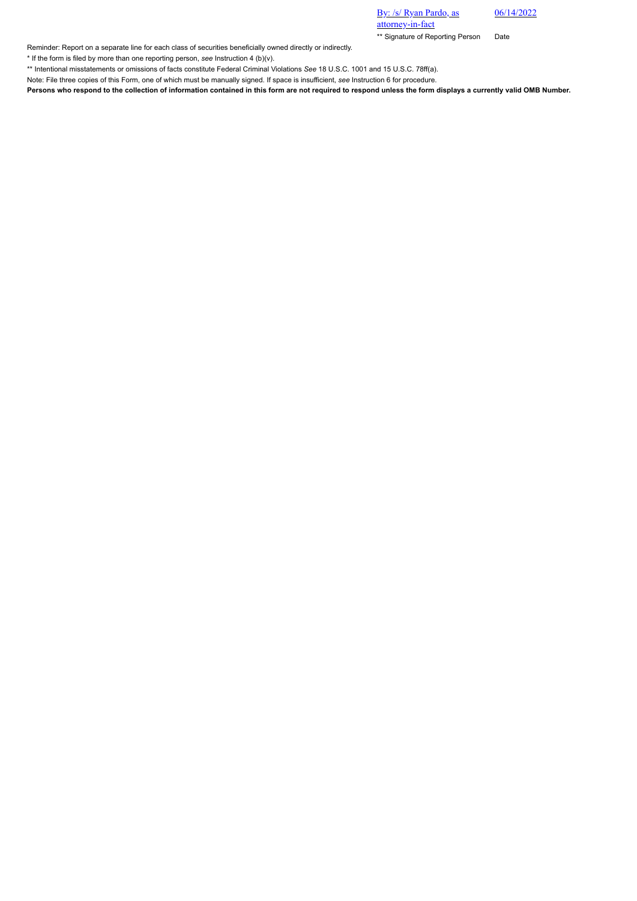| | |
|---|---|
| By: /s/ Ryan Pardo, as attorney-in-fact | 06/14/2022 |
| ** Signature of Reporting Person | Date |

Reminder: Report on a separate line for each class of securities beneficially owned directly or indirectly.

* If the form is filed by more than one reporting person, *see* Instruction 4 (b)(v).

** Intentional misstatements or omissions of facts constitute Federal Criminal Violations *See* 18 U.S.C. 1001 and 15 U.S.C. 78ff(a).

Note: File three copies of this Form, one of which must be manually signed. If space is insufficient, *see* Instruction 6 for procedure.

**Persons who respond to the collection of information contained in this form are not required to respond unless the form displays a currently valid OMB Number.**